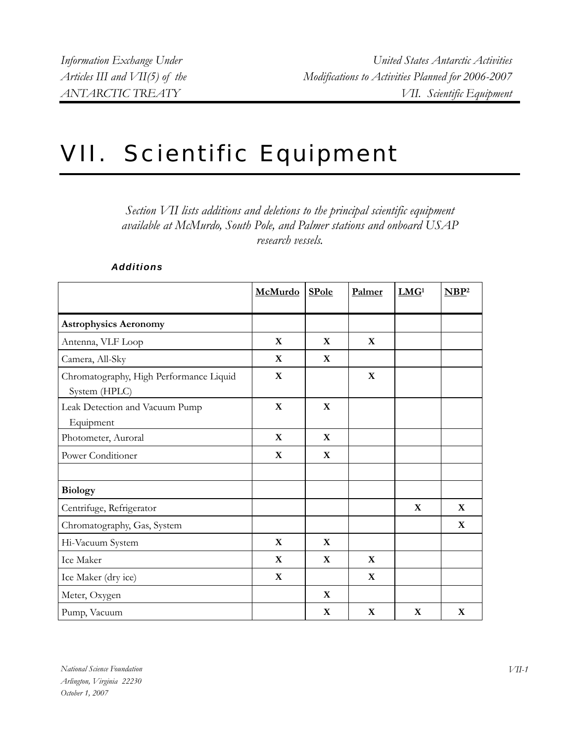# VII. Scientific Equipment

*Section VII lists additions and deletions to the principal scientific equipment available at McMurdo, South Pole, and Palmer stations and onboard USAP research vessels.*

***Additions***

| | McMurdo | SPole | Palmer | LMG[1] | NBP[2] |
|---|---|---|---|---|---|
| **Astrophysics Aeronomy** | | | | | |
| Antenna, VLF Loop | X | X | X | | |
| Camera, All-Sky | X | X | | | |
| Chromatography, High Performance Liquid System (HPLC) | X | | X | | |
| Leak Detection and Vacuum Pump Equipment | X | X | | | |
| Photometer, Auroral | X | X | | | |
| Power Conditioner | X | X | | | |
| | | | | | |
| **Biology** | | | | | |
| Centrifuge, Refrigerator | | | | X | X |
| Chromatography, Gas, System | | | | | X |
| Hi-Vacuum System | X | X | | | |
| Ice Maker | X | X | X | | |
| Ice Maker (dry ice) | X | | X | | |
| Meter, Oxygen | | X | | | |
| Pump, Vacuum | | X | X | X | X |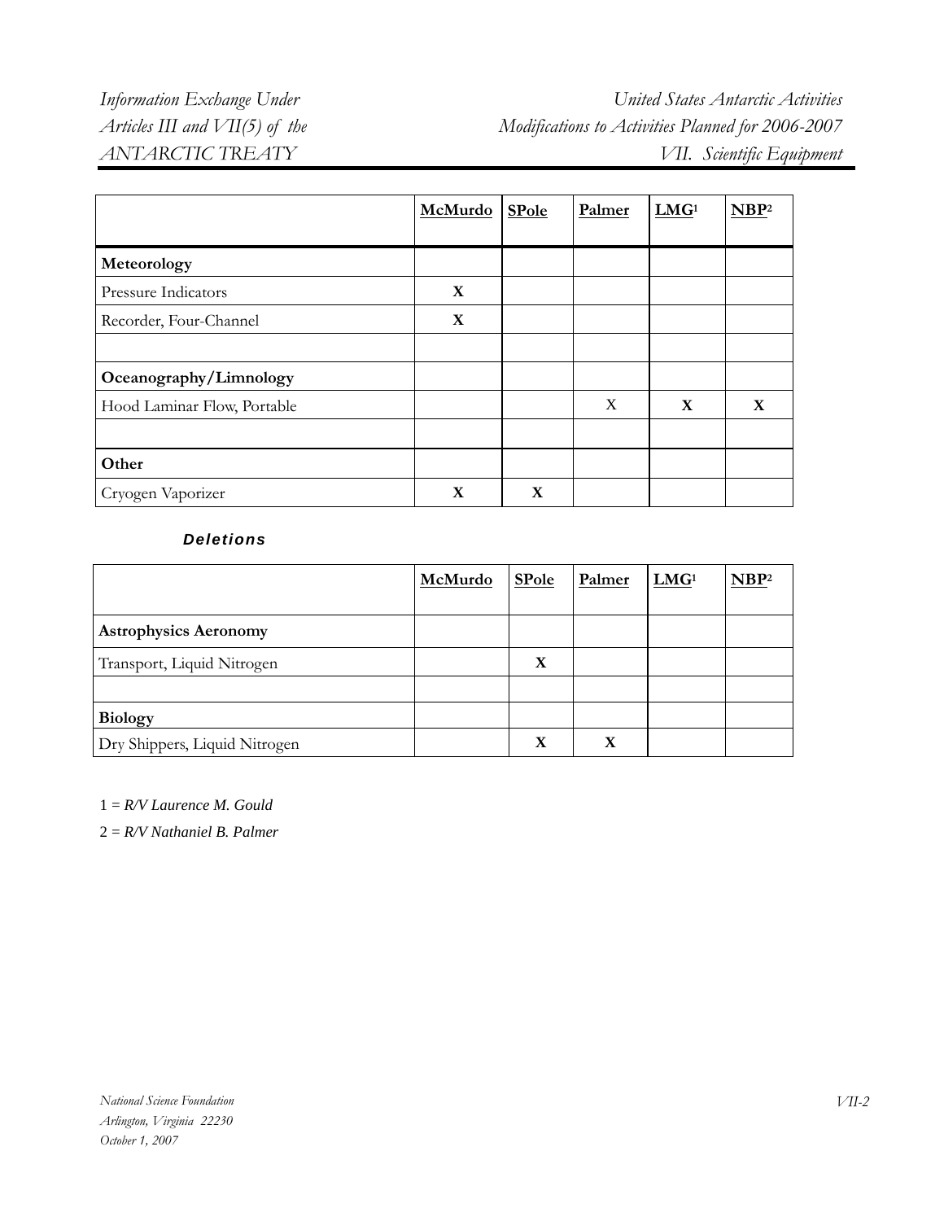| | McMurdo | SPole | Palmer | LMG[1] | NBP[2] |
|---|---|---|---|---|---|
| **Meteorology** | | | | | |
| Pressure Indicators | X | | | | |
| Recorder, Four-Channel | X | | | | |
| | | | | | |
| **Oceanography/Limnology** | | | | | |
| Hood Laminar Flow, Portable | | | X | X | X |
| | | | | | |
| **Other** | | | | | |
| Cryogen Vaporizer | X | X | | | |

### *Deletions*

| | McMurdo | SPole | Palmer | LMG[1] | NBP[2] |
|---|---|---|---|---|---|
| **Astrophysics Aeronomy** | | | | | |
| Transport, Liquid Nitrogen | | X | | | |
| | | | | | |
| **Biology** | | | | | |
| Dry Shippers, Liquid Nitrogen | | X | X | | |

1 = *R/V Laurence M. Gould*

2 = *R/V Nathaniel B. Palmer*